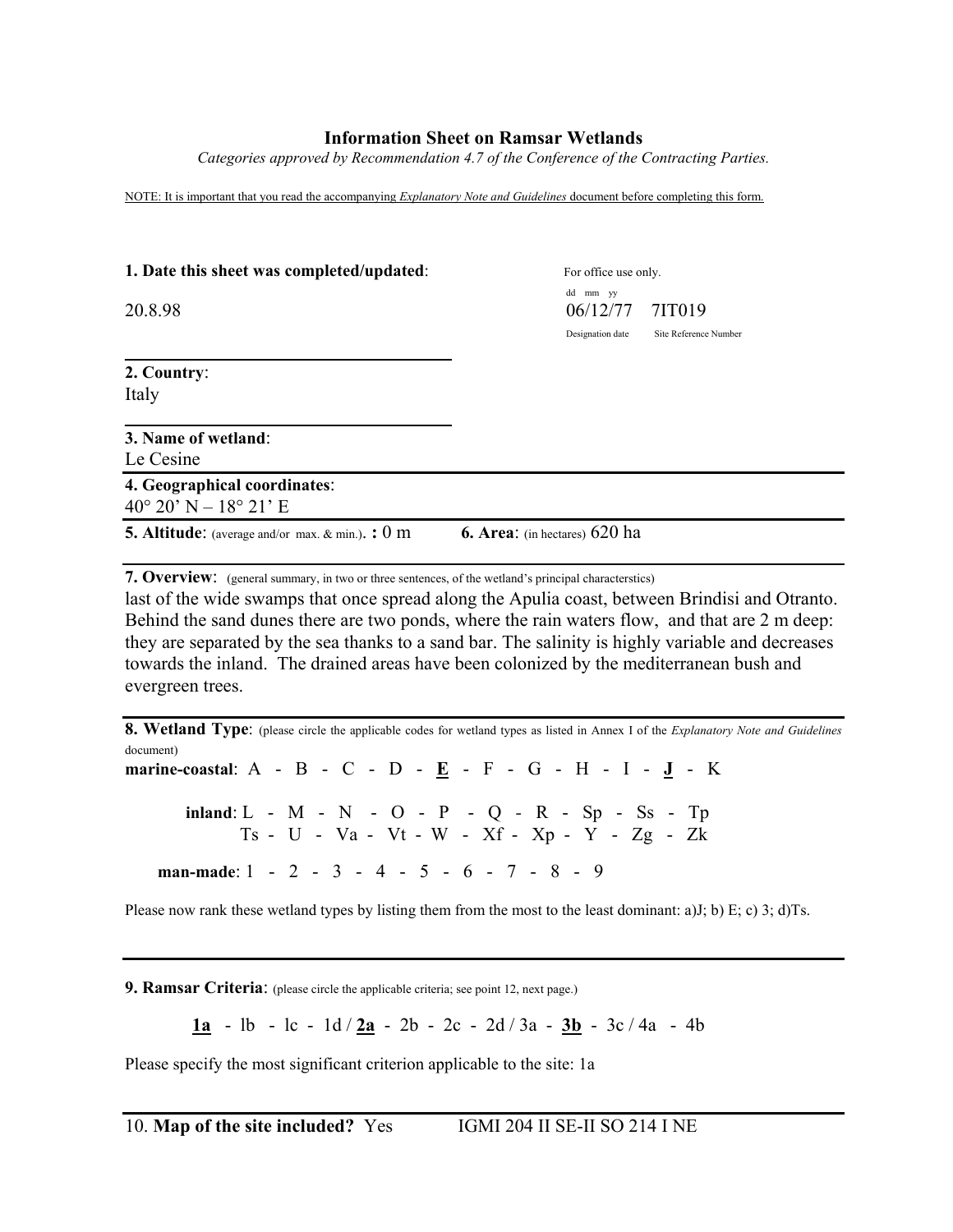# Information Sheet on Ramsar Wetlands

*Categories approved by Recommendation 4.7 of the Conference of the Contracting Parties.*

NOTE: It is important that you read the accompanying *Explanatory Note and Guidelines* document before completing this form.

**1. Date this sheet was completed/updated**:

20.8.98

For office use only.

| dd mm yy | |
|---|---|
| 06/12/77 | 7IT019 |
| Designation date | Site Reference Number |

**2. Country**:
Italy

**3. Name of wetland**:
Le Cesine

**4. Geographical coordinates**:
40° 20' N – 18° 21' E

**5. Altitude**: (average and/or max. & min.). **:** 0 m

**6. Area**: (in hectares) 620 ha

**7. Overview**: (general summary, in two or three sentences, of the wetland's principal characterstics)
last of the wide swamps that once spread along the Apulia coast, between Brindisi and Otranto. Behind the sand dunes there are two ponds, where the rain waters flow, and that are 2 m deep: they are separated by the sea thanks to a sand bar. The salinity is highly variable and decreases towards the inland. The drained areas have been colonized by the mediterranean bush and evergreen trees.

**8. Wetland Type**: (please circle the applicable codes for wetland types as listed in Annex I of the *Explanatory Note and Guidelines* document)

**marine-coastal**: A - B - C - D - **E** - F - G - H - I - **J** - K

**inland**: L - M - N - O - P - Q - R - Sp - Ss - Tp
Ts - U - Va - Vt - W - Xf - Xp - Y - Zg - Zk

**man-made**: 1 - 2 - 3 - 4 - 5 - 6 - 7 - 8 - 9

Please now rank these wetland types by listing them from the most to the least dominant: a)J; b) E; c) 3; d)Ts.

**9. Ramsar Criteria**: (please circle the applicable criteria; see point 12, next page.)

**1a** - lb - lc - 1d / **2a** - 2b - 2c - 2d / 3a - **3b** - 3c / 4a - 4b

Please specify the most significant criterion applicable to the site: 1a

10. **Map of the site included?** Yes IGMI 204 II SE-II SO 214 I NE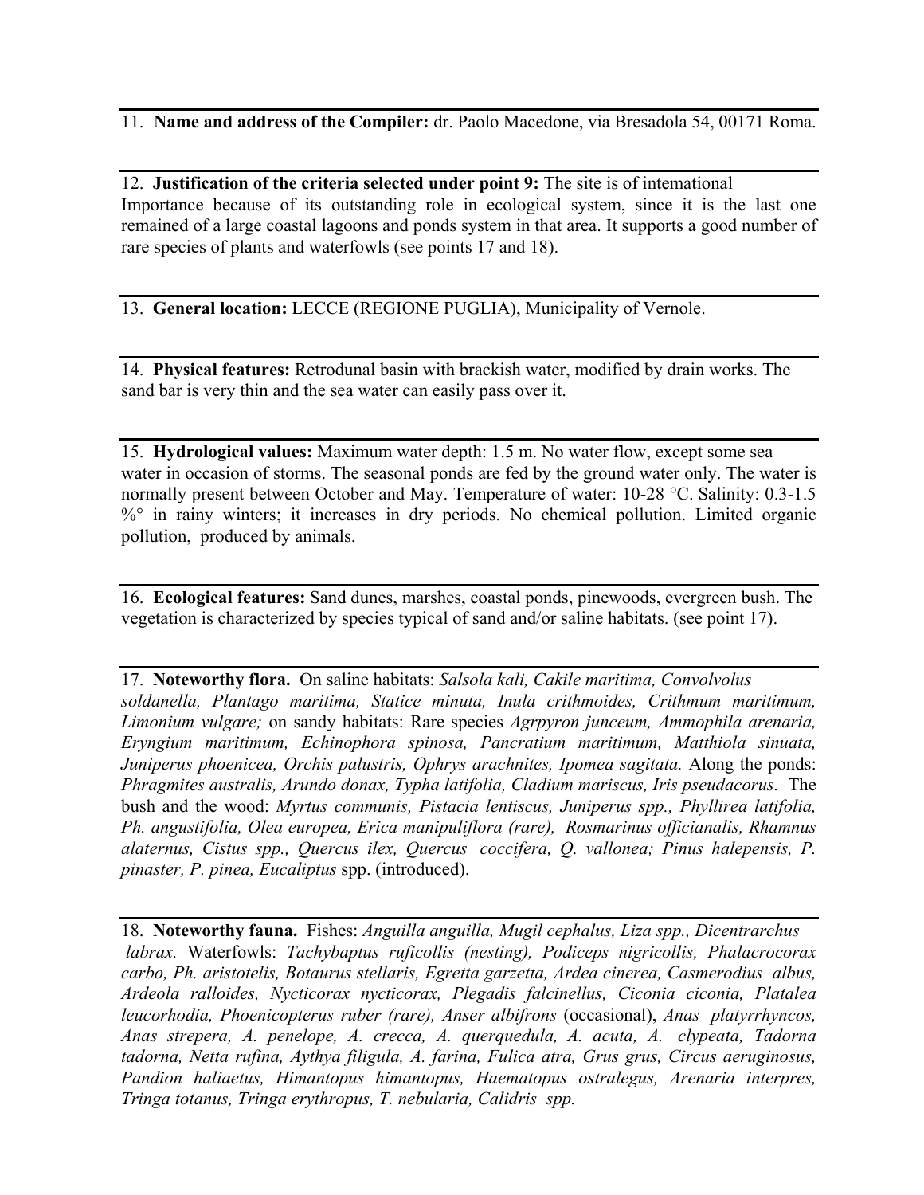11. **Name and address of the Compiler:** dr. Paolo Macedone, via Bresadola 54, 00171 Roma.

12. **Justification of the criteria selected under point 9:** The site is of intemational Importance because of its outstanding role in ecological system, since it is the last one remained of a large coastal lagoons and ponds system in that area. It supports a good number of rare species of plants and waterfowls (see points 17 and 18).

13. **General location:** LECCE (REGIONE PUGLIA), Municipality of Vernole.

14. **Physical features:** Retrodunal basin with brackish water, modified by drain works. The sand bar is very thin and the sea water can easily pass over it.

15. **Hydrological values:** Maximum water depth: 1.5 m. No water flow, except some sea water in occasion of storms. The seasonal ponds are fed by the ground water only. The water is normally present between October and May. Temperature of water: 10-28 °C. Salinity: 0.3-1.5 %° in rainy winters; it increases in dry periods. No chemical pollution. Limited organic pollution, produced by animals.

16. **Ecological features:** Sand dunes, marshes, coastal ponds, pinewoods, evergreen bush. The vegetation is characterized by species typical of sand and/or saline habitats. (see point 17).

17. **Noteworthy flora.** On saline habitats: *Salsola kali, Cakile maritima, Convolvulus soldanella, Plantago maritima, Statice minuta, Inula crithmoides, Crithmum maritimum, Limonium vulgare;* on sandy habitats: Rare species *Agrpyron junceum, Ammophila arenaria, Eryngium maritimum, Echinophora spinosa, Pancratium maritimum, Matthiola sinuata, Juniperus phoenicea, Orchis palustris, Ophrys arachnites, Ipomea sagitata.* Along the ponds: *Phragmites australis, Arundo donax, Typha latifolia, Cladium mariscus, Iris pseudacorus.* The bush and the wood: *Myrtus communis, Pistacia lentiscus, Juniperus spp., Phyllirea latifolia, Ph. angustifolia, Olea europea, Erica manipuliflora (rare), Rosmarinus officianalis, Rhamnus alaternus, Cistus spp., Quercus ilex, Quercus coccifera, Q. vallonea; Pinus halepensis, P. pinaster, P. pinea, Eucaliptus* spp. (introduced).

18. **Noteworthy fauna.** Fishes: *Anguilla anguilla, Mugil cephalus, Liza spp., Dicentrarchus labrax.* Waterfowls: *Tachybaptus ruficollis (nesting), Podiceps nigricollis, Phalacrocorax carbo, Ph. aristotelis, Botaurus stellaris, Egretta garzetta, Ardea cinerea, Casmerodius albus, Ardeola ralloides, Nycticorax nycticorax, Plegadis falcinellus, Ciconia ciconia, Platalea leucorhodia, Phoenicopterus ruber (rare), Anser albifrons* (occasional), *Anas platyrrhyncos, Anas strepera, A. penelope, A. crecca, A. querquedula, A. acuta, A. clypeata, Tadorna tadorna, Netta rufina, Aythya filigula, A. farina, Fulica atra, Grus grus, Circus aeruginosus, Pandion haliaetus, Himantopus himantopus, Haematopus ostralegus, Arenaria interpres, Tringa totanus, Tringa erythropus, T. nebularia, Calidris spp.*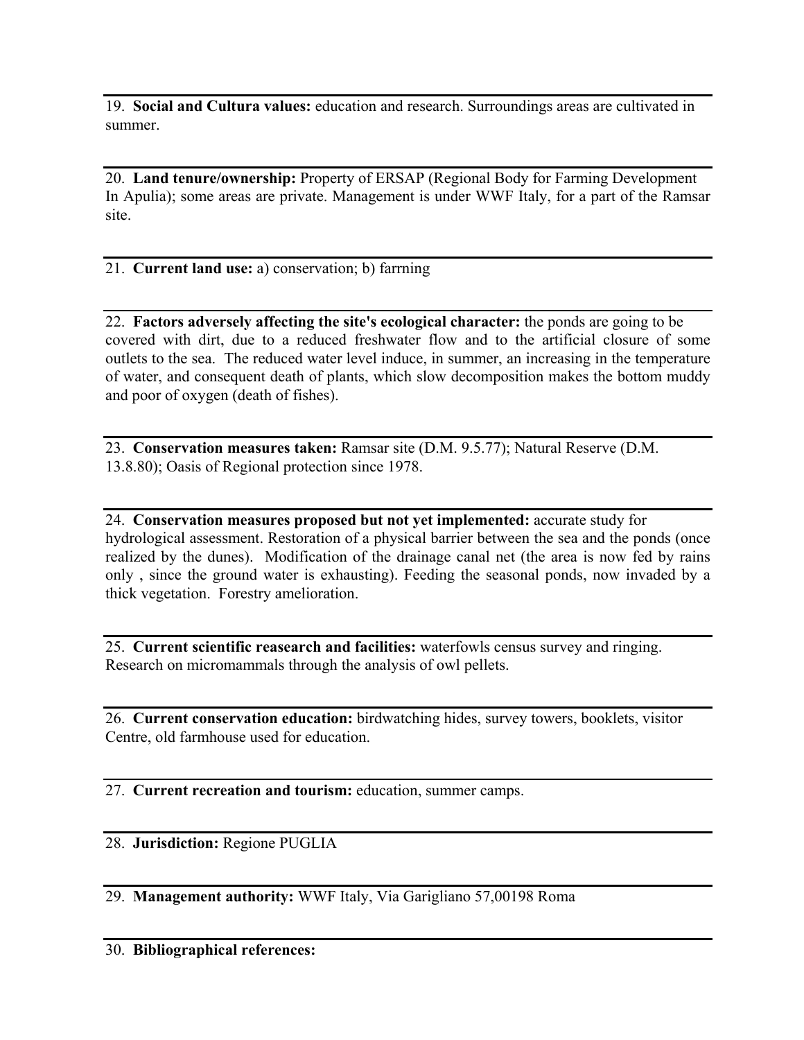19. **Social and Cultura values:** education and research. Surroundings areas are cultivated in summer.

20. **Land tenure/ownership:** Property of ERSAP (Regional Body for Farming Development In Apulia); some areas are private. Management is under WWF Italy, for a part of the Ramsar site.

21. **Current land use:** a) conservation; b) farrning

22. **Factors adversely affecting the site's ecological character:** the ponds are going to be covered with dirt, due to a reduced freshwater flow and to the artificial closure of some outlets to the sea. The reduced water level induce, in summer, an increasing in the temperature of water, and consequent death of plants, which slow decomposition makes the bottom muddy and poor of oxygen (death of fishes).

23. **Conservation measures taken:** Ramsar site (D.M. 9.5.77); Natural Reserve (D.M. 13.8.80); Oasis of Regional protection since 1978.

24. **Conservation measures proposed but not yet implemented:** accurate study for hydrological assessment. Restoration of a physical barrier between the sea and the ponds (once realized by the dunes). Modification of the drainage canal net (the area is now fed by rains only , since the ground water is exhausting). Feeding the seasonal ponds, now invaded by a thick vegetation. Forestry amelioration.

25. **Current scientific reasearch and facilities:** waterfowls census survey and ringing. Research on micromammals through the analysis of owl pellets.

26. **Current conservation education:** birdwatching hides, survey towers, booklets, visitor Centre, old farmhouse used for education.

27. **Current recreation and tourism:** education, summer camps.

28. **Jurisdiction:** Regione PUGLIA

29. **Management authority:** WWF Italy, Via Garigliano 57,00198 Roma

30. **Bibliographical references:**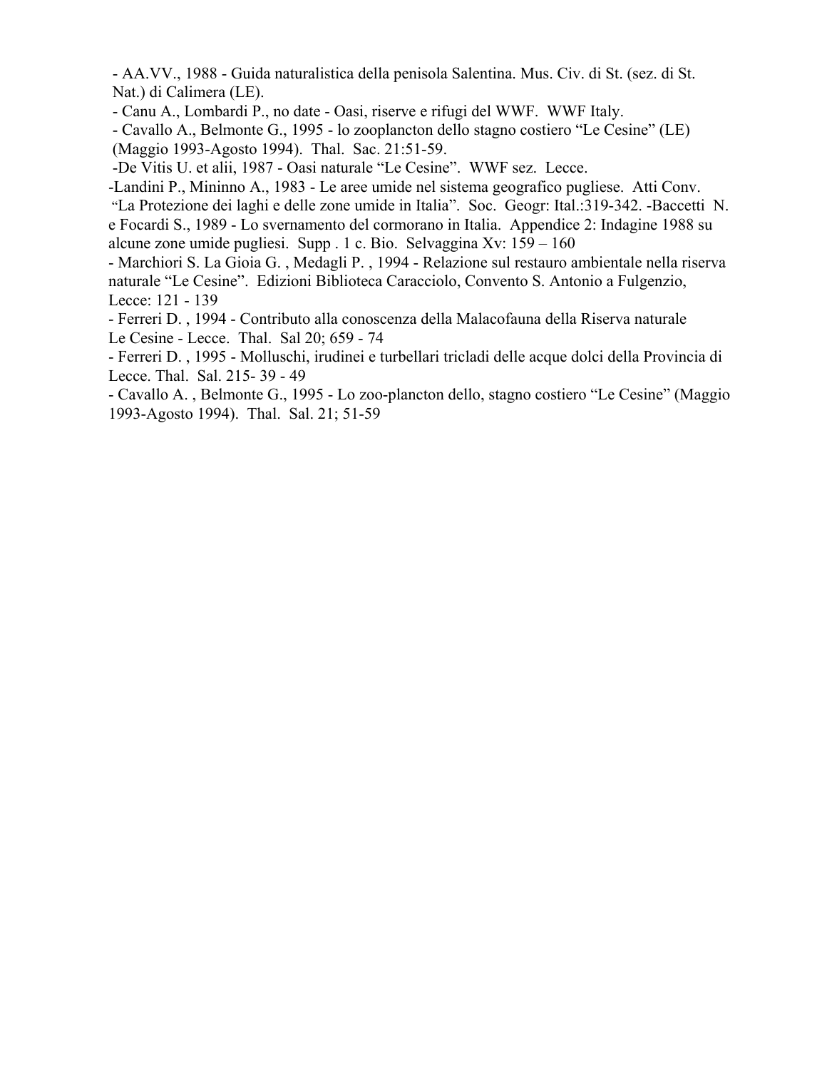- AA.VV., 1988 - Guida naturalistica della penisola Salentina. Mus. Civ. di St. (sez. di St. Nat.) di Calimera (LE).
- Canu A., Lombardi P., no date - Oasi, riserve e rifugi del WWF. WWF Italy.
- Cavallo A., Belmonte G., 1995 - lo zooplancton dello stagno costiero "Le Cesine" (LE) (Maggio 1993-Agosto 1994). Thal. Sac. 21:51-59.
-De Vitis U. et alii, 1987 - Oasi naturale "Le Cesine". WWF sez. Lecce.
-Landini P., Mininno A., 1983 - Le aree umide nel sistema geografico pugliese. Atti Conv. "La Protezione dei laghi e delle zone umide in Italia". Soc. Geogr: Ital.:319-342. -Baccetti N. e Focardi S., 1989 - Lo svernamento del cormorano in Italia. Appendice 2: Indagine 1988 su alcune zone umide pugliesi. Supp . 1 c. Bio. Selvaggina Xv: 159 – 160
- Marchiori S. La Gioia G. , Medagli P. , 1994 - Relazione sul restauro ambientale nella riserva naturale "Le Cesine". Edizioni Biblioteca Caracciolo, Convento S. Antonio a Fulgenzio, Lecce: 121 - 139
- Ferreri D. , 1994 - Contributo alla conoscenza della Malacofauna della Riserva naturale Le Cesine - Lecce. Thal. Sal 20; 659 - 74
- Ferreri D. , 1995 - Molluschi, irudinei e turbellari tricladi delle acque dolci della Provincia di Lecce. Thal. Sal. 215- 39 - 49
- Cavallo A. , Belmonte G., 1995 - Lo zoo-plancton dello, stagno costiero "Le Cesine" (Maggio 1993-Agosto 1994). Thal. Sal. 21; 51-59